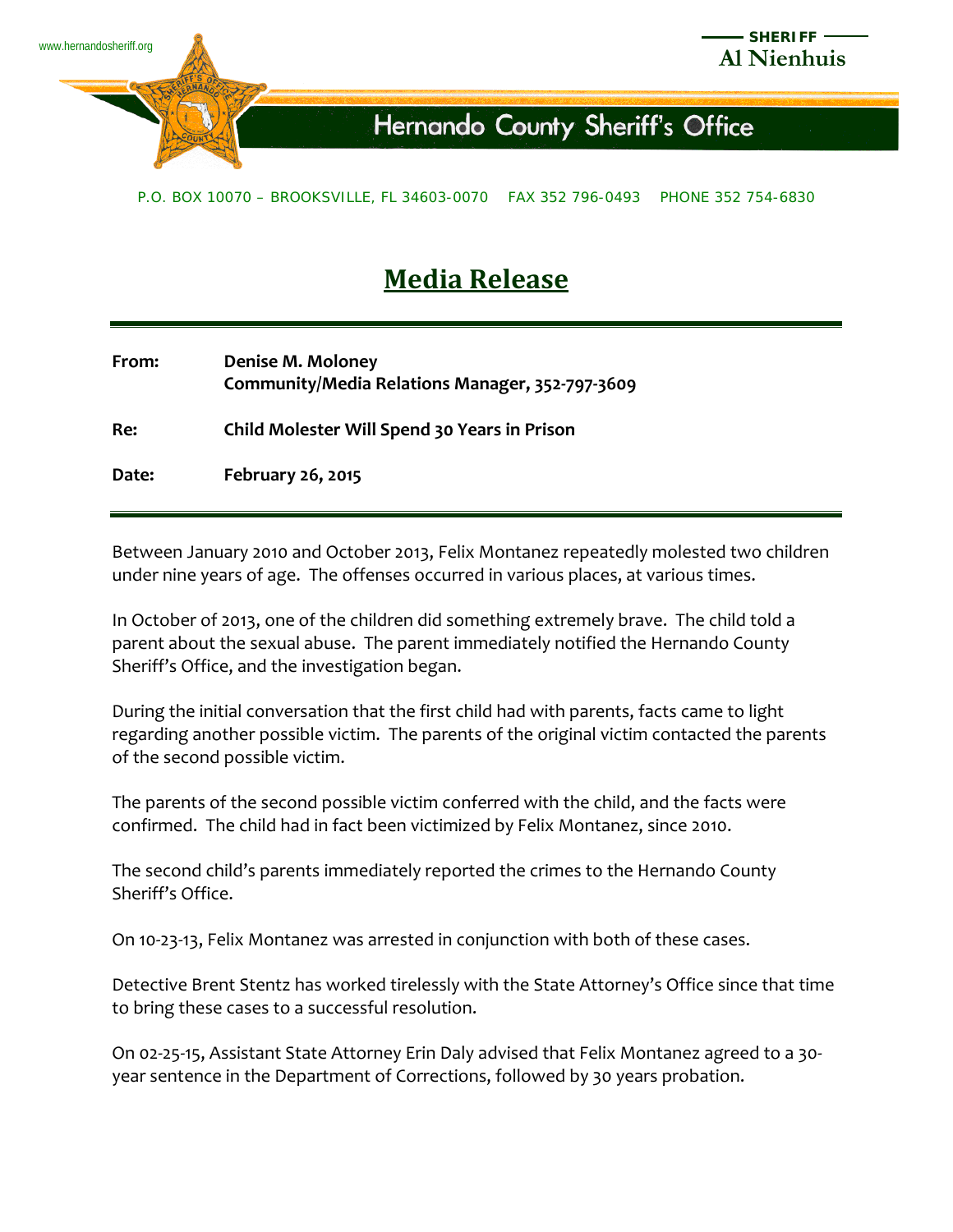www.hernandosheriff.org

SHERIFF
**Al Nienhuis**

# Hernando County Sheriff's Office

P.O. BOX 10070 – BROOKSVILLE, FL 34603-0070 FAX 352 796-0493 PHONE 352 754-6830

## Media Release

**From:** **Denise M. Moloney**
**Community/Media Relations Manager, 352-797-3609**

**Re:** **Child Molester Will Spend 30 Years in Prison**

**Date:** **February 26, 2015**

Between January 2010 and October 2013, Felix Montanez repeatedly molested two children under nine years of age. The offenses occurred in various places, at various times.

In October of 2013, one of the children did something extremely brave. The child told a parent about the sexual abuse. The parent immediately notified the Hernando County Sheriff's Office, and the investigation began.

During the initial conversation that the first child had with parents, facts came to light regarding another possible victim. The parents of the original victim contacted the parents of the second possible victim.

The parents of the second possible victim conferred with the child, and the facts were confirmed. The child had in fact been victimized by Felix Montanez, since 2010.

The second child's parents immediately reported the crimes to the Hernando County Sheriff's Office.

On 10-23-13, Felix Montanez was arrested in conjunction with both of these cases.

Detective Brent Stentz has worked tirelessly with the State Attorney's Office since that time to bring these cases to a successful resolution.

On 02-25-15, Assistant State Attorney Erin Daly advised that Felix Montanez agreed to a 30-year sentence in the Department of Corrections, followed by 30 years probation.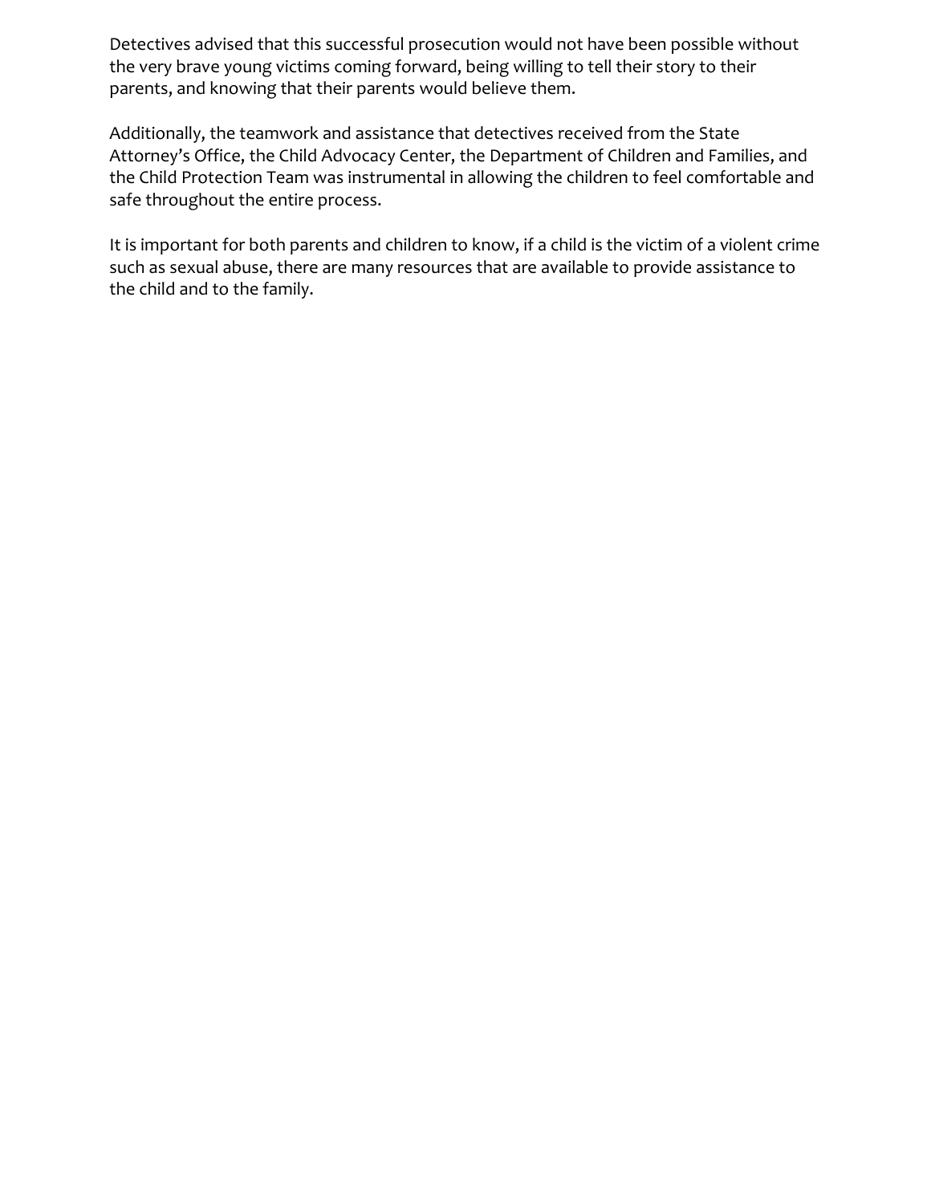Detectives advised that this successful prosecution would not have been possible without the very brave young victims coming forward, being willing to tell their story to their parents, and knowing that their parents would believe them.

Additionally, the teamwork and assistance that detectives received from the State Attorney's Office, the Child Advocacy Center, the Department of Children and Families, and the Child Protection Team was instrumental in allowing the children to feel comfortable and safe throughout the entire process.

It is important for both parents and children to know, if a child is the victim of a violent crime such as sexual abuse, there are many resources that are available to provide assistance to the child and to the family.